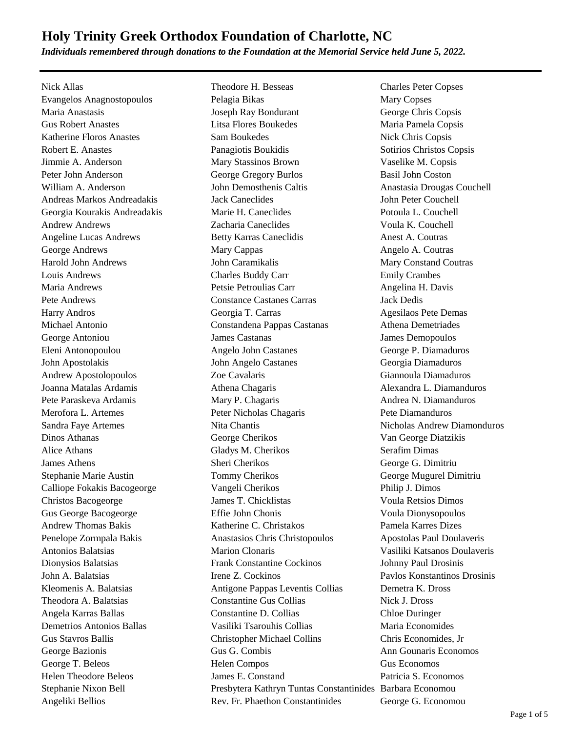# Holy Trinity Greek Orthodox Foundation of Charlotte, NC

***Individuals remembered through donations to the Foundation at the Memorial Service held June 5, 2022.***

---

Nick Allas
Evangelos Anagnostopoulos
Maria Anastasis
Gus Robert Anastes
Katherine Floros Anastes
Robert E. Anastes
Jimmie A. Anderson
Peter John Anderson
William A. Anderson
Andreas Markos Andreadakis
Georgia Kourakis Andreadakis
Andrew Andrews
Angeline Lucas Andrews
George Andrews
Harold John Andrews
Louis Andrews
Maria Andrews
Pete Andrews
Harry Andros
Michael Antonio
George Antoniou
Eleni Antonopoulou
John Apostolakis
Andrew Apostolopoulos
Joanna Matalas Ardamis
Pete Paraskeva Ardamis
Merofora L. Artemes
Sandra Faye Artemes
Dinos Athanas
Alice Athans
James Athens
Stephanie Marie Austin
Calliope Fokakis Bacogeorge
Christos Bacogeorge
Gus George Bacogeorge
Andrew Thomas Bakis
Penelope Zormpala Bakis
Antonios Balatsias
Dionysios Balatsias
John A. Balatsias
Kleomenis A. Balatsias
Theodora A. Balatsias
Angela Karras Ballas
Demetrios Antonios Ballas
Gus Stavros Ballis
George Bazionis
George T. Beleos
Helen Theodore Beleos
Stephanie Nixon Bell
Angeliki Bellios
Theodore H. Besseas
Pelagia Bikas
Joseph Ray Bondurant
Litsa Flores Boukedes
Sam Boukedes
Panagiotis Boukidis
Mary Stassinos Brown
George Gregory Burlos
John Demosthenis Caltis
Jack Caneclides
Marie H. Caneclides
Zacharia Caneclides
Betty Karras Caneclidis
Mary Cappas
John Caramikalis
Charles Buddy Carr
Petsie Petroulias Carr
Constance Castanes Carras
Georgia T. Carras
Constandena Pappas Castanas
James Castanas
Angelo John Castanes
John Angelo Castanes
Zoe Cavalaris
Athena Chagaris
Mary P. Chagaris
Peter Nicholas Chagaris
Nita Chantis
George Cherikos
Gladys M. Cherikos
Sheri Cherikos
Tommy Cherikos
Vangeli Cherikos
James T. Chicklistas
Effie John Chonis
Katherine C. Christakos
Anastasios Chris Christopoulos
Marion Clonaris
Frank Constantine Cockinos
Irene Z. Cockinos
Antigone Pappas Leventis Collias
Constantine Gus Collias
Constantine D. Collias
Vasiliki Tsarouhis Collias
Christopher Michael Collins
Gus G. Combis
Helen Compos
James E. Constand
Presbytera Kathryn Tuntas Constantinides
Rev. Fr. Phaethon Constantinides
Charles Peter Copses
Mary Copses
George Chris Copsis
Maria Pamela Copsis
Nick Chris Copsis
Sotirios Christos Copsis
Vaselike M. Copsis
Basil John Coston
Anastasia Drougas Couchell
John Peter Couchell
Potoula L. Couchell
Voula K. Couchell
Anest A. Coutras
Angelo A. Coutras
Mary Constand Coutras
Emily Crambes
Angelina H. Davis
Jack Dedis
Agesilaos Pete Demas
Athena Demetriades
James Demopoulos
George P. Diamaduros
Georgia Diamaduros
Giannoula Diamaduros
Alexandra L. Diamanduros
Andrea N. Diamanduros
Pete Diamanduros
Nicholas Andrew Diamonduros
Van George Diatzikis
Serafim Dimas
George G. Dimitriu
George Mugurel Dimitriu
Philip J. Dimos
Voula Retsios Dimos
Voula Dionysopoulos
Pamela Karres Dizes
Apostolas Paul Doulaveris
Vasiliki Katsanos Doulaveris
Johnny Paul Drosinis
Pavlos Konstantinos Drosinis
Demetra K. Dross
Nick J. Dross
Chloe Duringer
Maria Economides
Chris Economides, Jr
Ann Gounaris Economos
Gus Economos
Patricia S. Economos
Barbara Economou
George G. Economou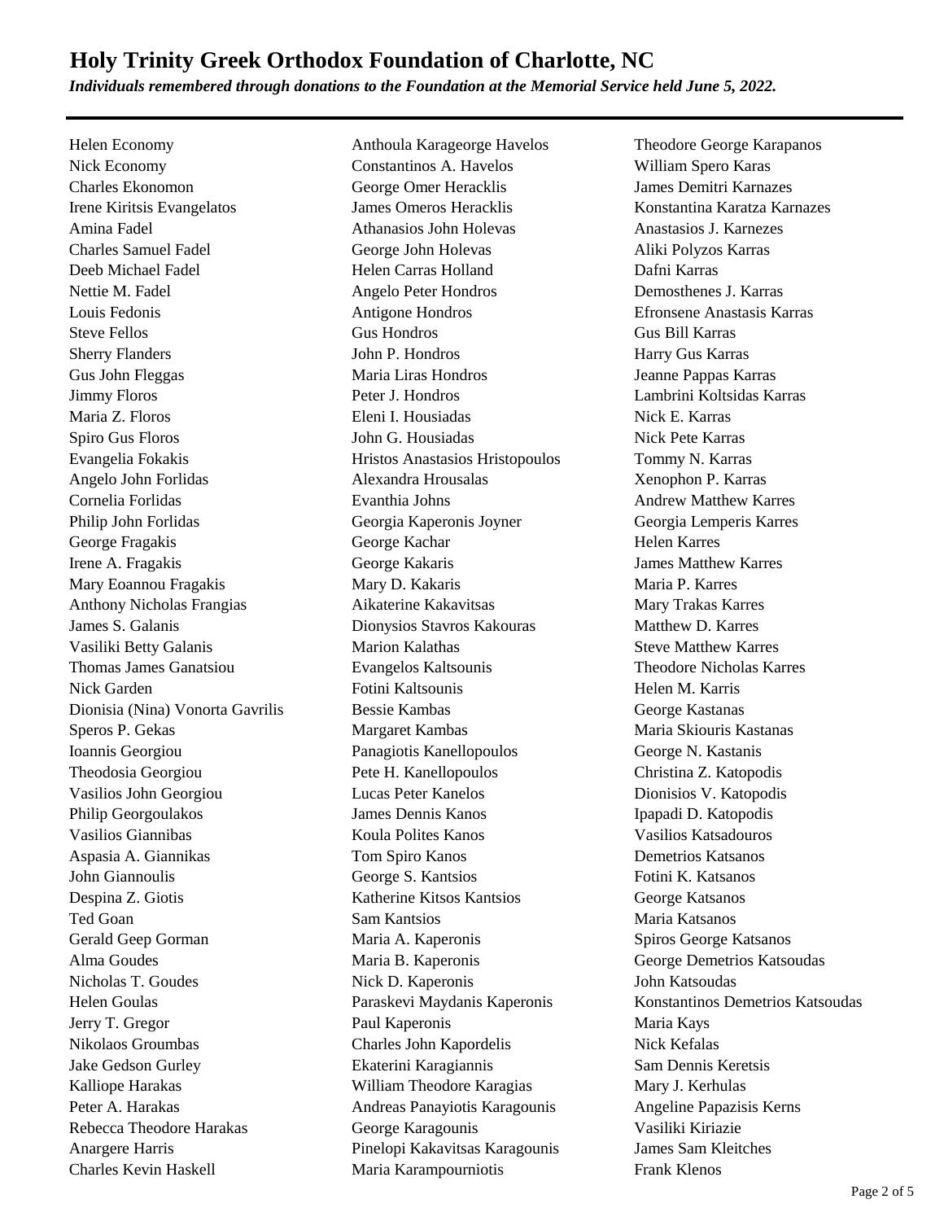# Holy Trinity Greek Orthodox Foundation of Charlotte, NC

***Individuals remembered through donations to the Foundation at the Memorial Service held June 5, 2022.***

---

Helen Economy
Nick Economy
Charles Ekonomon
Irene Kiritsis Evangelatos
Amina Fadel
Charles Samuel Fadel
Deeb Michael Fadel
Nettie M. Fadel
Louis Fedonis
Steve Fellos
Sherry Flanders
Gus John Fleggas
Jimmy Floros
Maria Z. Floros
Spiro Gus Floros
Evangelia Fokakis
Angelo John Forlidas
Cornelia Forlidas
Philip John Forlidas
George Fragakis
Irene A. Fragakis
Mary Eoannou Fragakis
Anthony Nicholas Frangias
James S. Galanis
Vasiliki Betty Galanis
Thomas James Ganatsiou
Nick Garden
Dionisia (Nina) Vonorta Gavrilis
Speros P. Gekas
Ioannis Georgiou
Theodosia Georgiou
Vasilios John Georgiou
Philip Georgoulakos
Vasilios Giannibas
Aspasia A. Giannikas
John Giannoulis
Despina Z. Giotis
Ted Goan
Gerald Geep Gorman
Alma Goudes
Nicholas T. Goudes
Helen Goulas
Jerry T. Gregor
Nikolaos Groumbas
Jake Gedson Gurley
Kalliope Harakas
Peter A. Harakas
Rebecca Theodore Harakas
Anargere Harris
Charles Kevin Haskell
Anthoula Karageorge Havelos
Constantinos A. Havelos
George Omer Heracklis
James Omeros Heracklis
Athanasios John Holevas
George John Holevas
Helen Carras Holland
Angelo Peter Hondros
Antigone Hondros
Gus Hondros
John P. Hondros
Maria Liras Hondros
Peter J. Hondros
Eleni I. Housiadas
John G. Housiadas
Hristos Anastasios Hristopoulos
Alexandra Hrousalas
Evanthia Johns
Georgia Kaperonis Joyner
George Kachar
George Kakaris
Mary D. Kakaris
Aikaterine Kakavitsas
Dionysios Stavros Kakouras
Marion Kalathas
Evangelos Kaltsounis
Fotini Kaltsounis
Bessie Kambas
Margaret Kambas
Panagiotis Kanellopoulos
Pete H. Kanellopoulos
Lucas Peter Kanelos
James Dennis Kanos
Koula Polites Kanos
Tom Spiro Kanos
George S. Kantsios
Katherine Kitsos Kantsios
Sam Kantsios
Maria A. Kaperonis
Maria B. Kaperonis
Nick D. Kaperonis
Paraskevi Maydanis Kaperonis
Paul Kaperonis
Charles John Kapordelis
Ekaterini Karagiannis
William Theodore Karagias
Andreas Panayiotis Karagounis
George Karagounis
Pinelopi Kakavitsas Karagounis
Maria Karampourniotis
Theodore George Karapanos
William Spero Karas
James Demitri Karnazes
Konstantina Karatza Karnazes
Anastasios J. Karnezes
Aliki Polyzos Karras
Dafni Karras
Demosthenes J. Karras
Efronsene Anastasis Karras
Gus Bill Karras
Harry Gus Karras
Jeanne Pappas Karras
Lambrini Koltsidas Karras
Nick E. Karras
Nick Pete Karras
Tommy N. Karras
Xenophon P. Karras
Andrew Matthew Karres
Georgia Lemperis Karres
Helen Karres
James Matthew Karres
Maria P. Karres
Mary Trakas Karres
Matthew D. Karres
Steve Matthew Karres
Theodore Nicholas Karres
Helen M. Karris
George Kastanas
Maria Skiouris Kastanas
George N. Kastanis
Christina Z. Katopodis
Dionisios V. Katopodis
Ipapadi D. Katopodis
Vasilios Katsadouros
Demetrios Katsanos
Fotini K. Katsanos
George Katsanos
Maria Katsanos
Spiros George Katsanos
George Demetrios Katsoudas
John Katsoudas
Konstantinos Demetrios Katsoudas
Maria Kays
Nick Kefalas
Sam Dennis Keretsis
Mary J. Kerhulas
Angeline Papazisis Kerns
Vasiliki Kiriazie
James Sam Kleitches
Frank Klenos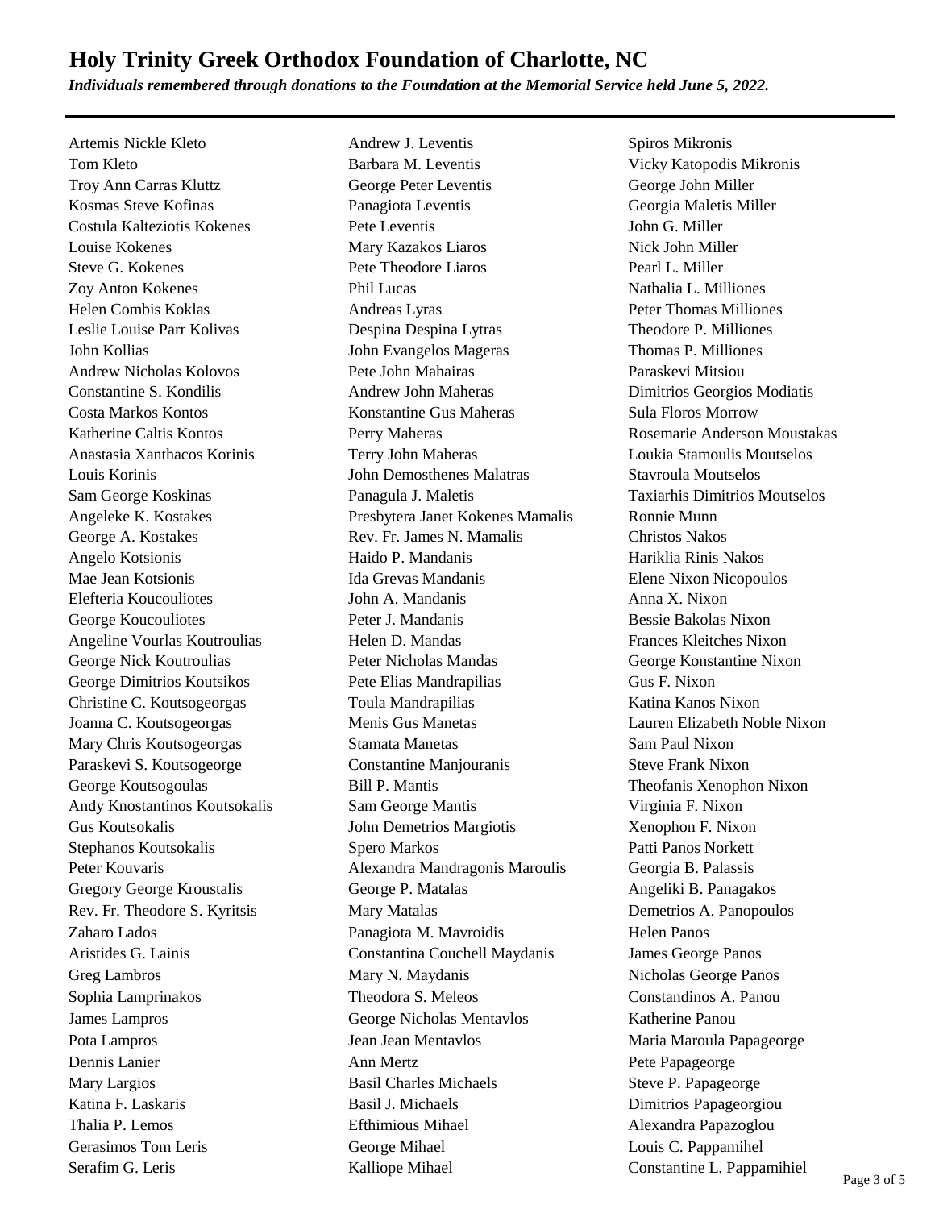# Holy Trinity Greek Orthodox Foundation of Charlotte, NC

***Individuals remembered through donations to the Foundation at the Memorial Service held June 5, 2022.***

---

Artemis Nickle Kleto
Tom Kleto
Troy Ann Carras Kluttz
Kosmas Steve Kofinas
Costula Kalteziotis Kokenes
Louise Kokenes
Steve G. Kokenes
Zoy Anton Kokenes
Helen Combis Koklas
Leslie Louise Parr Kolivas
John Kollias
Andrew Nicholas Kolovos
Constantine S. Kondilis
Costa Markos Kontos
Katherine Caltis Kontos
Anastasia Xanthacos Korinis
Louis Korinis
Sam George Koskinas
Angeleke K. Kostakes
George A. Kostakes
Angelo Kotsionis
Mae Jean Kotsionis
Elefteria Koucouliotes
George Koucouliotes
Angeline Vourlas Koutroulias
George Nick Koutroulias
George Dimitrios Koutsikos
Christine C. Koutsogeorgas
Joanna C. Koutsogeorgas
Mary Chris Koutsogeorgas
Paraskevi S. Koutsogeorge
George Koutsogoulas
Andy Knostantinos Koutsokalis
Gus Koutsokalis
Stephanos Koutsokalis
Peter Kouvaris
Gregory George Kroustalis
Rev. Fr. Theodore S. Kyritsis
Zaharo Lados
Aristides G. Lainis
Greg Lambros
Sophia Lamprinakos
James Lampros
Pota Lampros
Dennis Lanier
Mary Largios
Katina F. Laskaris
Thalia P. Lemos
Gerasimos Tom Leris
Serafim G. Leris
Andrew J. Leventis
Barbara M. Leventis
George Peter Leventis
Panagiota Leventis
Pete Leventis
Mary Kazakos Liaros
Pete Theodore Liaros
Phil Lucas
Andreas Lyras
Despina Despina Lytras
John Evangelos Mageras
Pete John Mahairas
Andrew John Maheras
Konstantine Gus Maheras
Perry Maheras
Terry John Maheras
John Demosthenes Malatras
Panagula J. Maletis
Presbytera Janet Kokenes Mamalis
Rev. Fr. James N. Mamalis
Haido P. Mandanis
Ida Grevas Mandanis
John A. Mandanis
Peter J. Mandanis
Helen D. Mandas
Peter Nicholas Mandas
Pete Elias Mandrapilias
Toula Mandrapilias
Menis Gus Manetas
Stamata Manetas
Constantine Manjouranis
Bill P. Mantis
Sam George Mantis
John Demetrios Margiotis
Spero Markos
Alexandra Mandragonis Maroulis
George P. Matalas
Mary Matalas
Panagiota M. Mavroidis
Constantina Couchell Maydanis
Mary N. Maydanis
Theodora S. Meleos
George Nicholas Mentavlos
Jean Jean Mentavlos
Ann Mertz
Basil Charles Michaels
Basil J. Michaels
Efthimious Mihael
George Mihael
Kalliope Mihael
Spiros Mikronis
Vicky Katopodis Mikronis
George John Miller
Georgia Maletis Miller
John G. Miller
Nick John Miller
Pearl L. Miller
Nathalia L. Milliones
Peter Thomas Milliones
Theodore P. Milliones
Thomas P. Milliones
Paraskevi Mitsiou
Dimitrios Georgios Modiatis
Sula Floros Morrow
Rosemarie Anderson Moustakas
Loukia Stamoulis Moutselos
Stavroula Moutselos
Taxiarhis Dimitrios Moutselos
Ronnie Munn
Christos Nakos
Hariklia Rinis Nakos
Elene Nixon Nicopoulos
Anna X. Nixon
Bessie Bakolas Nixon
Frances Kleitches Nixon
George Konstantine Nixon
Gus F. Nixon
Katina Kanos Nixon
Lauren Elizabeth Noble Nixon
Sam Paul Nixon
Steve Frank Nixon
Theofanis Xenophon Nixon
Virginia F. Nixon
Xenophon F. Nixon
Patti Panos Norkett
Georgia B. Palassis
Angeliki B. Panagakos
Demetrios A. Panopoulos
Helen Panos
James George Panos
Nicholas George Panos
Constandinos A. Panou
Katherine Panou
Maria Maroula Papageorge
Pete Papageorge
Steve P. Papageorge
Dimitrios Papageorgiou
Alexandra Papazoglou
Louis C. Pappamihel
Constantine L. Pappamihiel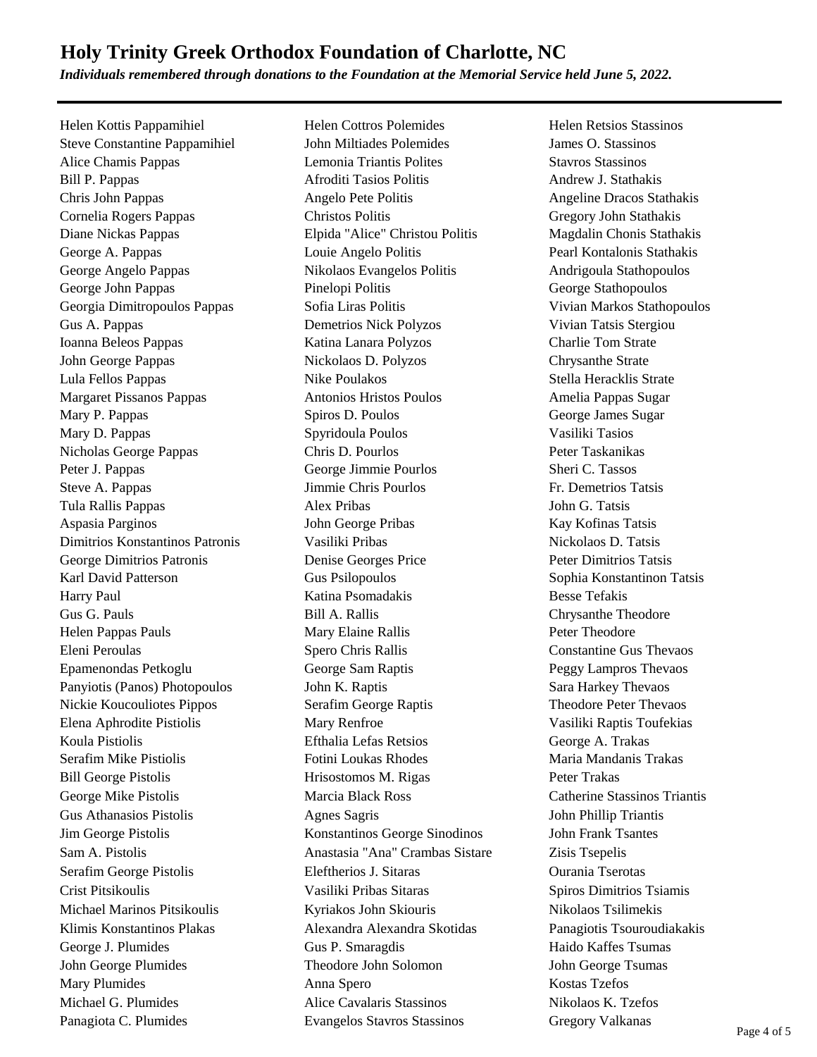# Holy Trinity Greek Orthodox Foundation of Charlotte, NC

***Individuals remembered through donations to the Foundation at the Memorial Service held June 5, 2022.***

---

Helen Kottis Pappamihiel
Steve Constantine Pappamihiel
Alice Chamis Pappas
Bill P. Pappas
Chris John Pappas
Cornelia Rogers Pappas
Diane Nickas Pappas
George A. Pappas
George Angelo Pappas
George John Pappas
Georgia Dimitropoulos Pappas
Gus A. Pappas
Ioanna Beleos Pappas
John George Pappas
Lula Fellos Pappas
Margaret Pissanos Pappas
Mary P. Pappas
Mary D. Pappas
Nicholas George Pappas
Peter J. Pappas
Steve A. Pappas
Tula Rallis Pappas
Aspasia Parginos
Dimitrios Konstantinos Patronis
George Dimitrios Patronis
Karl David Patterson
Harry Paul
Gus G. Pauls
Helen Pappas Pauls
Eleni Peroulas
Epamenondas Petkoglu
Panyiotis (Panos) Photopoulos
Nickie Koucouliotes Pippos
Elena Aphrodite Pistiolis
Koula Pistiolis
Serafim Mike Pistiolis
Bill George Pistolis
George Mike Pistolis
Gus Athanasios Pistolis
Jim George Pistolis
Sam A. Pistolis
Serafim George Pistolis
Crist Pitsikoulis
Michael Marinos Pitsikoulis
Klimis Konstantinos Plakas
George J. Plumides
John George Plumides
Mary Plumides
Michael G. Plumides
Panagiota C. Plumides
Helen Cottros Polemides
John Miltiades Polemides
Lemonia Triantis Polites
Afroditi Tasios Politis
Angelo Pete Politis
Christos Politis
Elpida "Alice" Christou Politis
Louie Angelo Politis
Nikolaos Evangelos Politis
Pinelopi Politis
Sofia Liras Politis
Demetrios Nick Polyzos
Katina Lanara Polyzos
Nickolaos D. Polyzos
Nike Poulakos
Antonios Hristos Poulos
Spiros D. Poulos
Spyridoula Poulos
Chris D. Pourlos
George Jimmie Pourlos
Jimmie Chris Pourlos
Alex Pribas
John George Pribas
Vasiliki Pribas
Denise Georges Price
Gus Psilopoulos
Katina Psomadakis
Bill A. Rallis
Mary Elaine Rallis
Spero Chris Rallis
George Sam Raptis
John K. Raptis
Serafim George Raptis
Mary Renfroe
Efthalia Lefas Retsios
Fotini Loukas Rhodes
Hrisostomos M. Rigas
Marcia Black Ross
Agnes Sagris
Konstantinos George Sinodinos
Anastasia "Ana" Crambas Sistare
Eleftherios J. Sitaras
Vasiliki Pribas Sitaras
Kyriakos John Skiouris
Alexandra Alexandra Skotidas
Gus P. Smaragdis
Theodore John Solomon
Anna Spero
Alice Cavalaris Stassinos
Evangelos Stavros Stassinos
Helen Retsios Stassinos
James O. Stassinos
Stavros Stassinos
Andrew J. Stathakis
Angeline Dracos Stathakis
Gregory John Stathakis
Magdalin Chonis Stathakis
Pearl Kontalonis Stathakis
Andrigoula Stathopoulos
George Stathopoulos
Vivian Markos Stathopoulos
Vivian Tatsis Stergiou
Charlie Tom Strate
Chrysanthe Strate
Stella Heracklis Strate
Amelia Pappas Sugar
George James Sugar
Vasiliki Tasios
Peter Taskanikas
Sheri C. Tassos
Fr. Demetrios Tatsis
John G. Tatsis
Kay Kofinas Tatsis
Nickolaos D. Tatsis
Peter Dimitrios Tatsis
Sophia Konstantinon Tatsis
Besse Tefakis
Chrysanthe Theodore
Peter Theodore
Constantine Gus Thevaos
Peggy Lampros Thevaos
Sara Harkey Thevaos
Theodore Peter Thevaos
Vasiliki Raptis Toufekias
George A. Trakas
Maria Mandanis Trakas
Peter Trakas
Catherine Stassinos Triantis
John Phillip Triantis
John Frank Tsantes
Zisis Tsepelis
Ourania Tserotas
Spiros Dimitrios Tsiamis
Nikolaos Tsilimekis
Panagiotis Tsouroudiakakis
Haido Kaffes Tsumas
John George Tsumas
Kostas Tzefos
Nikolaos K. Tzefos
Gregory Valkanas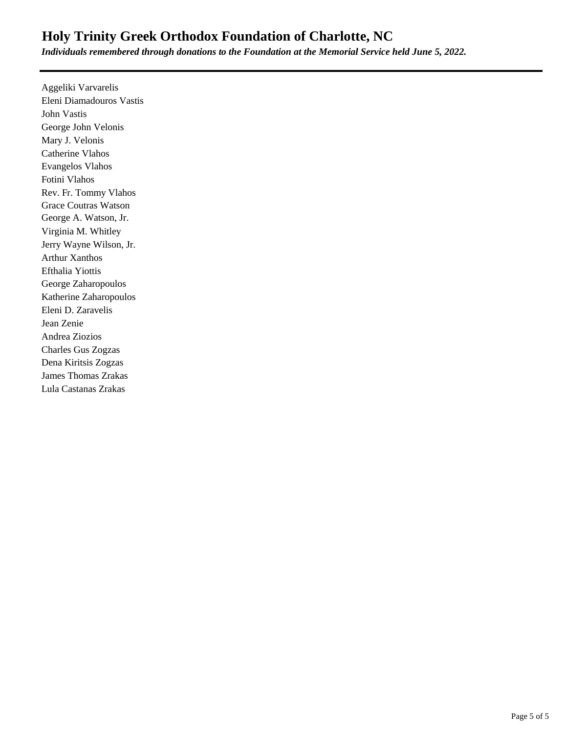# Holy Trinity Greek Orthodox Foundation of Charlotte, NC

***Individuals remembered through donations to the Foundation at the Memorial Service held June 5, 2022.***

---

Aggeliki Varvarelis  
Eleni Diamadouros Vastis  
John Vastis  
George John Velonis  
Mary J. Velonis  
Catherine Vlahos  
Evangelos Vlahos  
Fotini Vlahos  
Rev. Fr. Tommy Vlahos  
Grace Coutras Watson  
George A. Watson, Jr.  
Virginia M. Whitley  
Jerry Wayne Wilson, Jr.  
Arthur Xanthos  
Efthalia Yiottis  
George Zaharopoulos  
Katherine Zaharopoulos  
Eleni D. Zaravelis  
Jean Zenie  
Andrea Ziozios  
Charles Gus Zogzas  
Dena Kiritsis Zogzas  
James Thomas Zrakas  
Lula Castanas Zrakas